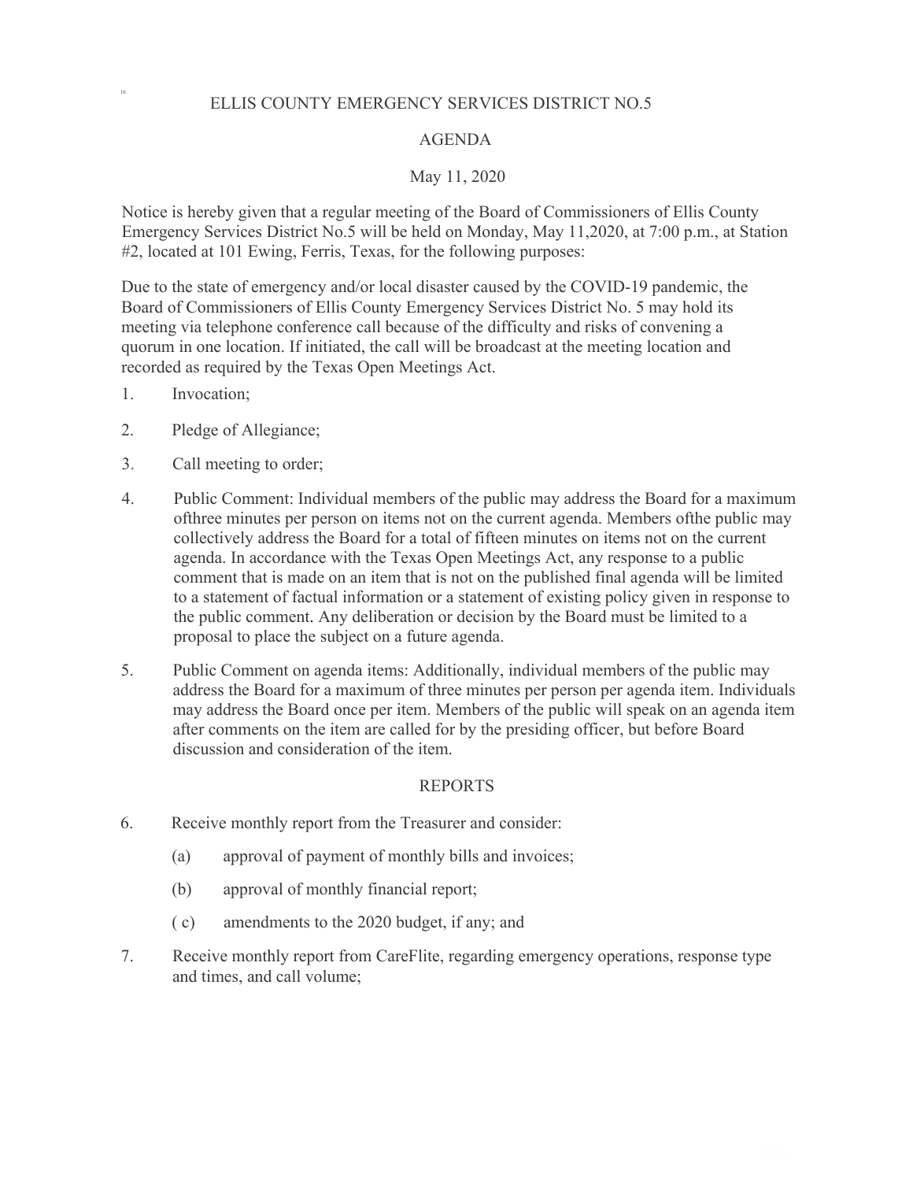# ELLIS COUNTY EMERGENCY SERVICES DISTRICT NO.5

## AGENDA

May 11, 2020

Notice is hereby given that a regular meeting of the Board of Commissioners of Ellis County Emergency Services District No.5 will be held on Monday, May 11,2020, at 7:00 p.m., at Station #2, located at 101 Ewing, Ferris, Texas, for the following purposes:

Due to the state of emergency and/or local disaster caused by the COVID-19 pandemic, the Board of Commissioners of Ellis County Emergency Services District No. 5 may hold its meeting via telephone conference call because of the difficulty and risks of convening a quorum in one location. If initiated, the call will be broadcast at the meeting location and recorded as required by the Texas Open Meetings Act.

1. Invocation;
2. Pledge of Allegiance;
3. Call meeting to order;
4. Public Comment: Individual members of the public may address the Board for a maximum ofthree minutes per person on items not on the current agenda. Members ofthe public may collectively address the Board for a total of fifteen minutes on items not on the current agenda. In accordance with the Texas Open Meetings Act, any response to a public comment that is made on an item that is not on the published final agenda will be limited to a statement of factual information or a statement of existing policy given in response to the public comment. Any deliberation or decision by the Board must be limited to a proposal to place the subject on a future agenda.
5. Public Comment on agenda items: Additionally, individual members of the public may address the Board for a maximum of three minutes per person per agenda item. Individuals may address the Board once per item. Members of the public will speak on an agenda item after comments on the item are called for by the presiding officer, but before Board discussion and consideration of the item.

## REPORTS

6. Receive monthly report from the Treasurer and consider:
   - (a) approval of payment of monthly bills and invoices;
   - (b) approval of monthly financial report;
   - ( c) amendments to the 2020 budget, if any; and
7. Receive monthly report from CareFlite, regarding emergency operations, response type and times, and call volume;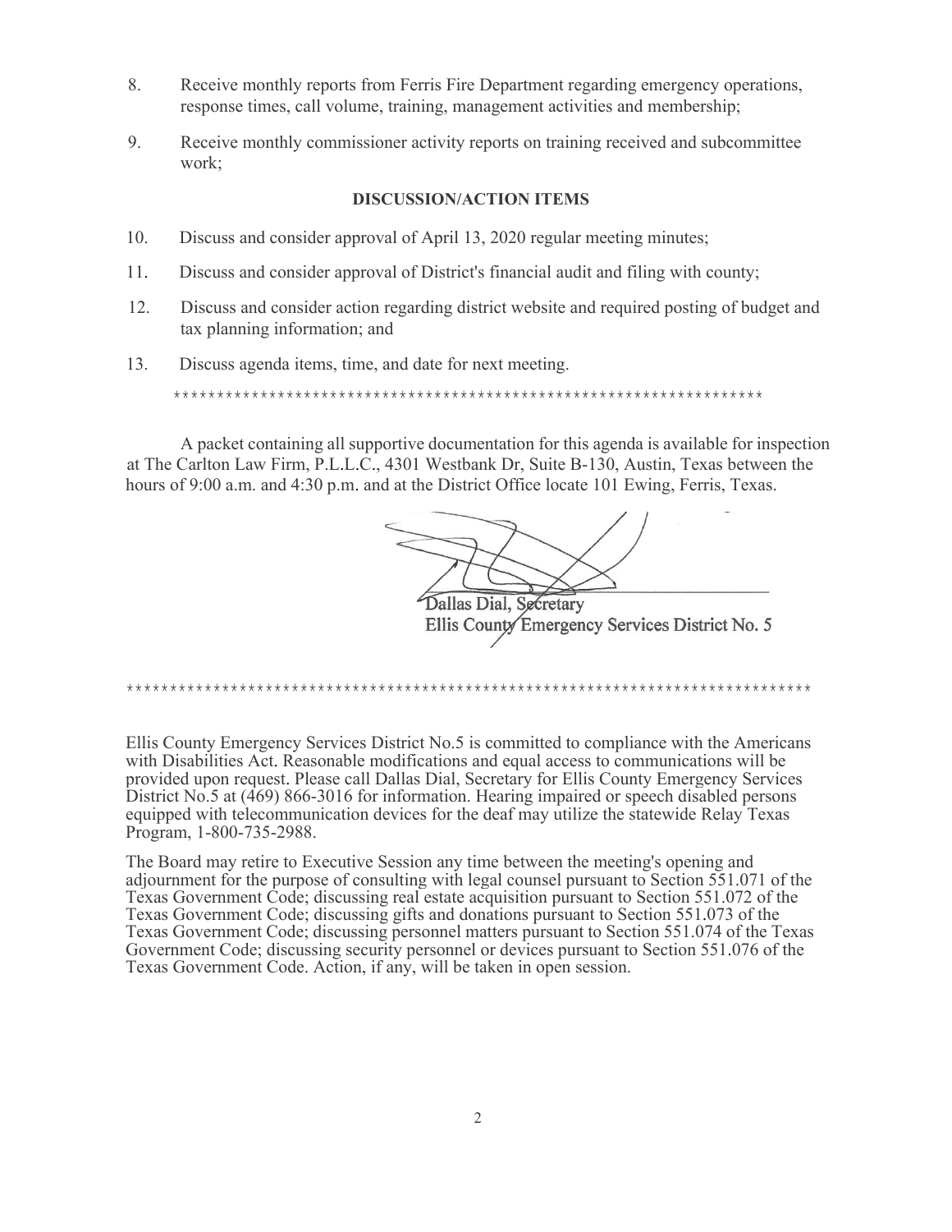8. Receive monthly reports from Ferris Fire Department regarding emergency operations, response times, call volume, training, management activities and membership;

9. Receive monthly commissioner activity reports on training received and subcommittee work;

**DISCUSSION/ACTION ITEMS**

10. Discuss and consider approval of April 13, 2020 regular meeting minutes;

11. Discuss and consider approval of District's financial audit and filing with county;

12. Discuss and consider action regarding district website and required posting of budget and tax planning information; and

13. Discuss agenda items, time, and date for next meeting.

*******************************************************************

A packet containing all supportive documentation for this agenda is available for inspection at The Carlton Law Firm, P.L.L.C., 4301 Westbank Dr, Suite B-130, Austin, Texas between the hours of 9:00 a.m. and 4:30 p.m. and at the District Office locate 101 Ewing, Ferris, Texas.

Dallas Dial, Secretary
Ellis County Emergency Services District No. 5

*******************************************************************************

Ellis County Emergency Services District No.5 is committed to compliance with the Americans with Disabilities Act. Reasonable modifications and equal access to communications will be provided upon request. Please call Dallas Dial, Secretary for Ellis County Emergency Services District No.5 at (469) 866-3016 for information. Hearing impaired or speech disabled persons equipped with telecommunication devices for the deaf may utilize the statewide Relay Texas Program, 1-800-735-2988.

The Board may retire to Executive Session any time between the meeting's opening and adjournment for the purpose of consulting with legal counsel pursuant to Section 551.071 of the Texas Government Code; discussing real estate acquisition pursuant to Section 551.072 of the Texas Government Code; discussing gifts and donations pursuant to Section 551.073 of the Texas Government Code; discussing personnel matters pursuant to Section 551.074 of the Texas Government Code; discussing security personnel or devices pursuant to Section 551.076 of the Texas Government Code. Action, if any, will be taken in open session.